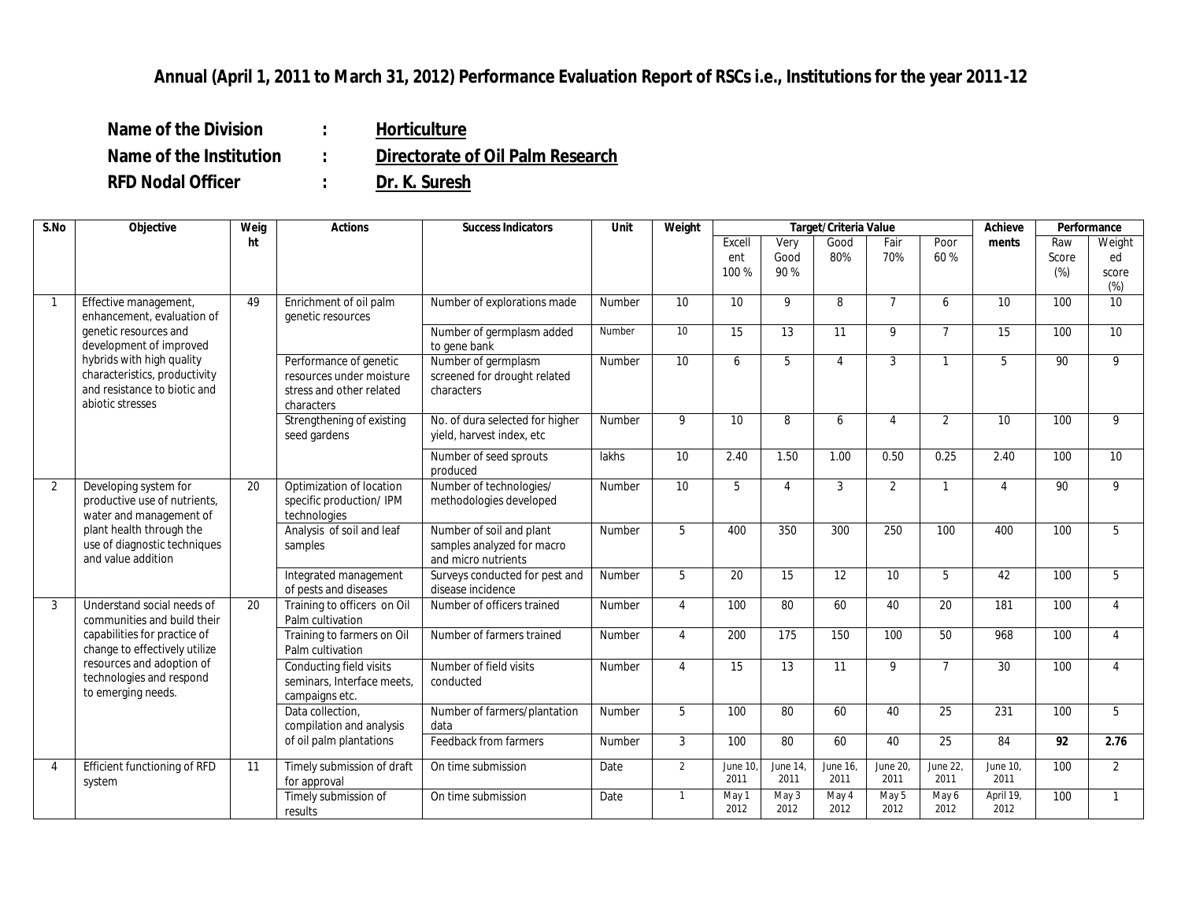**Annual (April 1, 2011 to March 31, 2012) Performance Evaluation Report of RSCs i.e., Institutions for the year 2011-12**

**Name of the Division** : **Horticulture**

**Name of the Institution** : **Directorate of Oil Palm Research**

**RFD Nodal Officer** : **Dr. K. Suresh**

| S.No | Objective | Weight | Actions | Success Indicators | Unit | Weight | Target/Criteria Value | | | | | Achievements | Performance | |
|---|---|---|---|---|---|---|---|---|---|---|---|---|---|---|
| | | | | | | | Excellent 100 % | Very Good 90 % | Good 80% | Fair 70% | Poor 60 % | | Raw Score (%) | Weighted score (%) |
| 1 | Effective management, enhancement, evaluation of genetic resources and development of improved hybrids with high quality characteristics, productivity and resistance to biotic and abiotic stresses | 49 | Enrichment of oil palm genetic resources | Number of explorations made | Number | 10 | 10 | 9 | 8 | 7 | 6 | 10 | 100 | 10 |
| | | | | Number of germplasm added to gene bank | Number | 10 | 15 | 13 | 11 | 9 | 7 | 15 | 100 | 10 |
| | | | Performance of genetic resources under moisture stress and other related characters | Number of germplasm screened for drought related characters | Number | 10 | 6 | 5 | 4 | 3 | 1 | 5 | 90 | 9 |
| | | | Strengthening of existing seed gardens | No. of dura selected for higher yield, harvest index, etc | Number | 9 | 10 | 8 | 6 | 4 | 2 | 10 | 100 | 9 |
| | | | | Number of seed sprouts produced | lakhs | 10 | 2.40 | 1.50 | 1.00 | 0.50 | 0.25 | 2.40 | 100 | 10 |
| 2 | Developing system for productive use of nutrients, water and management of plant health through the use of diagnostic techniques and value addition | 20 | Optimization of location specific production/ IPM technologies | Number of technologies/ methodologies developed | Number | 10 | 5 | 4 | 3 | 2 | 1 | 4 | 90 | 9 |
| | | | Analysis of soil and leaf samples | Number of soil and plant samples analyzed for macro and micro nutrients | Number | 5 | 400 | 350 | 300 | 250 | 100 | 400 | 100 | 5 |
| | | | Integrated management of pests and diseases | Surveys conducted for pest and disease incidence | Number | 5 | 20 | 15 | 12 | 10 | 5 | 42 | 100 | 5 |
| 3 | Understand social needs of communities and build their capabilities for practice of change to effectively utilize resources and adoption of technologies and respond to emerging needs. | 20 | Training to officers on Oil Palm cultivation | Number of officers trained | Number | 4 | 100 | 80 | 60 | 40 | 20 | 181 | 100 | 4 |
| | | | Training to farmers on Oil Palm cultivation | Number of farmers trained | Number | 4 | 200 | 175 | 150 | 100 | 50 | 968 | 100 | 4 |
| | | | Conducting field visits seminars, Interface meets, campaigns etc. | Number of field visits conducted | Number | 4 | 15 | 13 | 11 | 9 | 7 | 30 | 100 | 4 |
| | | | Data collection, compilation and analysis of oil palm plantations | Number of farmers/plantation data | Number | 5 | 100 | 80 | 60 | 40 | 25 | 231 | 100 | 5 |
| | | | | Feedback from farmers | Number | 3 | 100 | 80 | 60 | 40 | 25 | 84 | **92** | **2.76** |
| 4 | Efficient functioning of RFD system | 11 | Timely submission of draft for approval | On time submission | Date | 2 | June 10, 2011 | June 14, 2011 | June 16, 2011 | June 20, 2011 | June 22, 2011 | June 10, 2011 | 100 | 2 |
| | | | Timely submission of results | On time submission | Date | 1 | May 1 2012 | May 3 2012 | May 4 2012 | May 5 2012 | May 6 2012 | April 19, 2012 | 100 | 1 |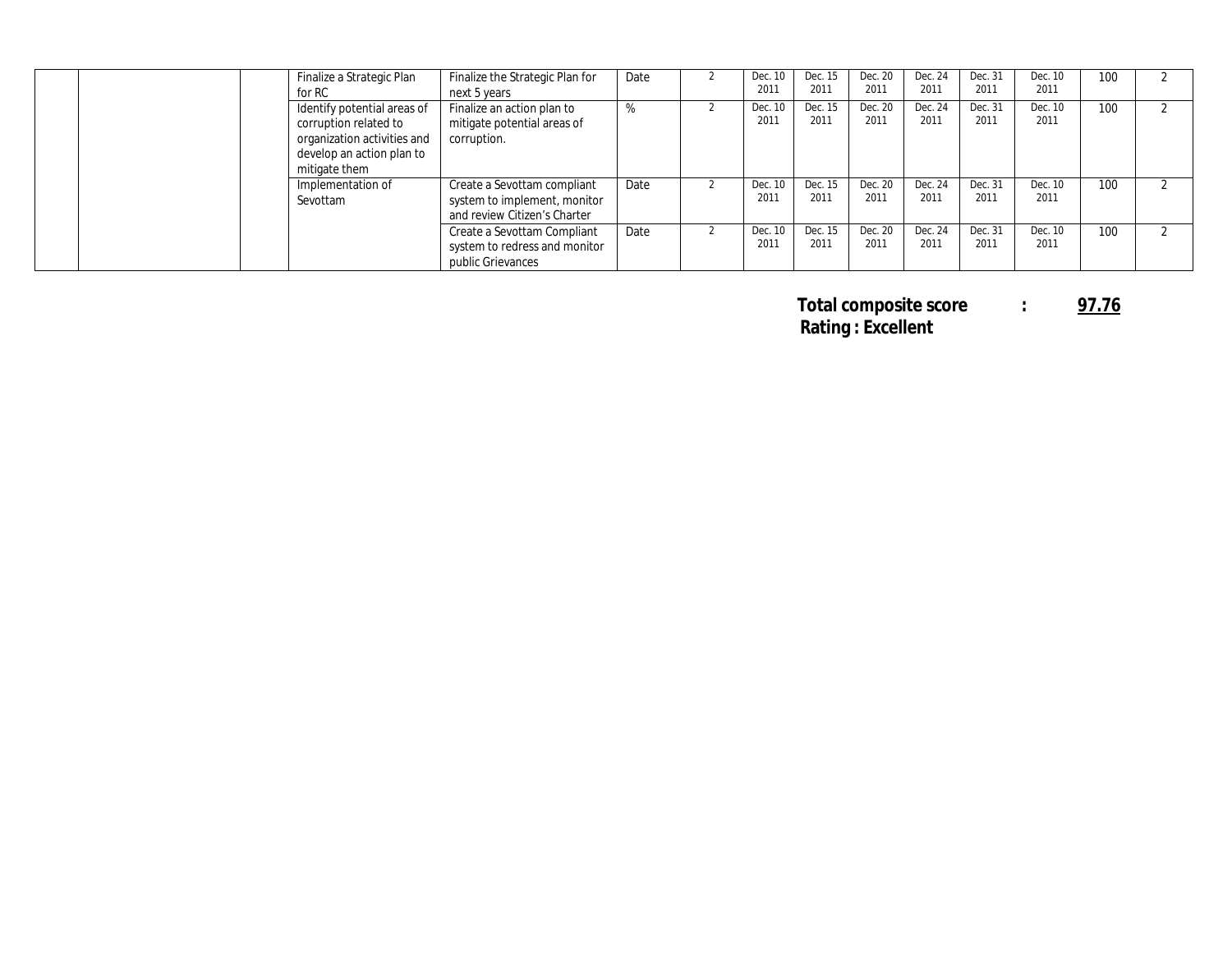| | | | | | | | | | | | | | | |
|---|---|---|---|---|---|---|---|---|---|---|---|---|---|---|
| | | | Finalize a Strategic Plan for RC | Finalize the Strategic Plan for next 5 years | Date | 2 | Dec. 10 2011 | Dec. 15 2011 | Dec. 20 2011 | Dec. 24 2011 | Dec. 31 2011 | Dec. 10 2011 | 100 | 2 |
| | | | Identify potential areas of corruption related to organization activities and develop an action plan to mitigate them | Finalize an action plan to mitigate potential areas of corruption. | % | 2 | Dec. 10 2011 | Dec. 15 2011 | Dec. 20 2011 | Dec. 24 2011 | Dec. 31 2011 | Dec. 10 2011 | 100 | 2 |
| | | | Implementation of Sevottam | Create a Sevottam compliant system to implement, monitor and review Citizen's Charter | Date | 2 | Dec. 10 2011 | Dec. 15 2011 | Dec. 20 2011 | Dec. 24 2011 | Dec. 31 2011 | Dec. 10 2011 | 100 | 2 |
| | | | | Create a Sevottam Compliant system to redress and monitor public Grievances | Date | 2 | Dec. 10 2011 | Dec. 15 2011 | Dec. 20 2011 | Dec. 24 2011 | Dec. 31 2011 | Dec. 10 2011 | 100 | 2 |

**Total composite score : 97.76**

**Rating : Excellent**